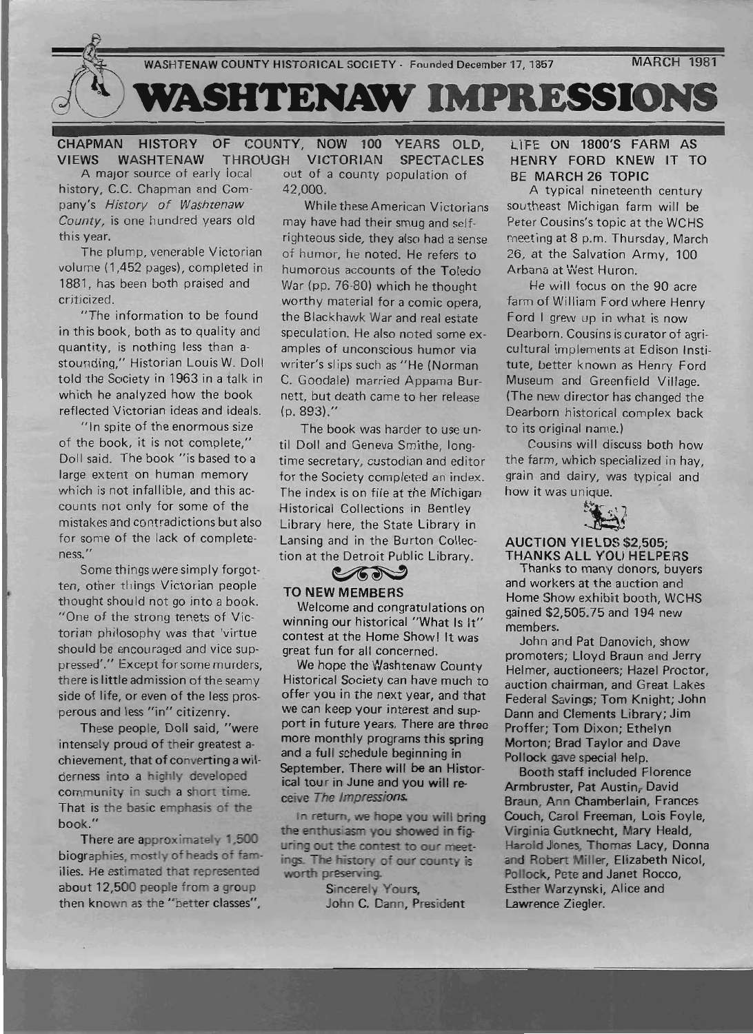WASHTENAW COUNTY HISTORICAL SOCIETY - Founded December 17, 1857 MARCH 1981

# WASHTENAW IMPRESSIONS

## CHAPMAN HISTORY OF COUNTY, NOW 100 YEARS OLD, VIEWS WASHTENAW THROUGH VICTORIAN SPECTACLES

A major source of early local history, C.C. Chapman and Company's *History of Washtenaw County*, is one hundred years old this year.

The plump, venerable Victorian volume (1,452 pages), completed in 1881, has been both praised and criticized.

"The information to be found in this book, both as to quality and quantity, is nothing less than astounding," Historian Louis W. Doll told the Society in 1963 in a talk in which he analyzed how the book reflected Victorian ideas and ideals.

"In spite of the enormous size of the book, it is not complete," Doll said. The book "is based to a large extent on human memory which is not infallible, and this accounts not only for some of the mistakes and contradictions but also for some of the lack of completeness."

Some things were simply forgotten, other things Victorian people thought should not go into a book. "One of the strong tenets of Victorian philosophy was that 'virtue should be encouraged and vice suppressed'." Except for some murders, there is little admission of the seamy side of life, or even of the less prosperous and less "in" citizenry.

These people, Doll said, "were intensely proud of their greatest achievement, that of converting a wilderness into a highly developed community in such a short time. That is the basic emphasis of the book."

There are approximately 1,500 biographies, mostly of heads of families. He estimated that represented about 12,500 people from a group then known as the "better classes", out of a county population of 42,000.

While these American Victorians may have had their smug and self-righteous side, they also had a sense of humor, he noted. He refers to humorous accounts of the Toledo War (pp. 76-80) which he thought worthy material for a comic opera, the Blackhawk War and real estate speculation. He also noted some examples of unconscious humor via writer's slips such as "He (Norman C. Goodale) married Appama Burnett, but death came to her release (p. 893)."

The book was harder to use until Doll and Geneva Smithe, longtime secretary, custodian and editor for the Society completed an index. The index is on file at the Michigan Historical Collections in Bentley Library here, the State Library in Lansing and in the Burton Collection at the Detroit Public Library.

## TO NEW MEMBERS

Welcome and congratulations on winning our historical "What Is It" contest at the Home Show! It was great fun for all concerned.

We hope the Washtenaw County Historical Society can have much to offer you in the next year, and that we can keep your interest and support in future years. There are three more monthly programs this spring and a full schedule beginning in September. There will be an Historical tour in June and you will receive *The Impressions*.

In return, we hope you will bring the enthusiasm you showed in figuring out the contest to our meetings. The history of our county is worth preserving.

Sincerely Yours,
John C. Dann, President

## LIFE ON 1800'S FARM AS HENRY FORD KNEW IT TO BE MARCH 26 TOPIC

A typical nineteenth century southeast Michigan farm will be Peter Cousins's topic at the WCHS meeting at 8 p.m. Thursday, March 26, at the Salvation Army, 100 Arbana at West Huron.

He will focus on the 90 acre farm of William Ford where Henry Ford I grew up in what is now Dearborn. Cousins is curator of agricultural implements at Edison Institute, better known as Henry Ford Museum and Greenfield Village. (The new director has changed the Dearborn historical complex back to its original name.)

Cousins will discuss both how the farm, which specialized in hay, grain and dairy, was typical and how it was unique.

## AUCTION YIELDS $2,505; THANKS ALL YOU HELPERS

Thanks to many donors, buyers and workers at the auction and Home Show exhibit booth, WCHS gained $2,505.75 and 194 new members.

John and Pat Danovich, show promoters; Lloyd Braun and Jerry Helmer, auctioneers; Hazel Proctor, auction chairman, and Great Lakes Federal Savings; Tom Knight; John Dann and Clements Library; Jim Proffer; Tom Dixon; Ethelyn Morton; Brad Taylor and Dave Pollock gave special help.

Booth staff included Florence Armbruster, Pat Austin, David Braun, Ann Chamberlain, Frances Couch, Carol Freeman, Lois Foyle, Virginia Gutknecht, Mary Heald, Harold Jones, Thomas Lacy, Donna and Robert Miller, Elizabeth Nicol, Pollock, Pete and Janet Rocco, Esther Warzynski, Alice and Lawrence Ziegler.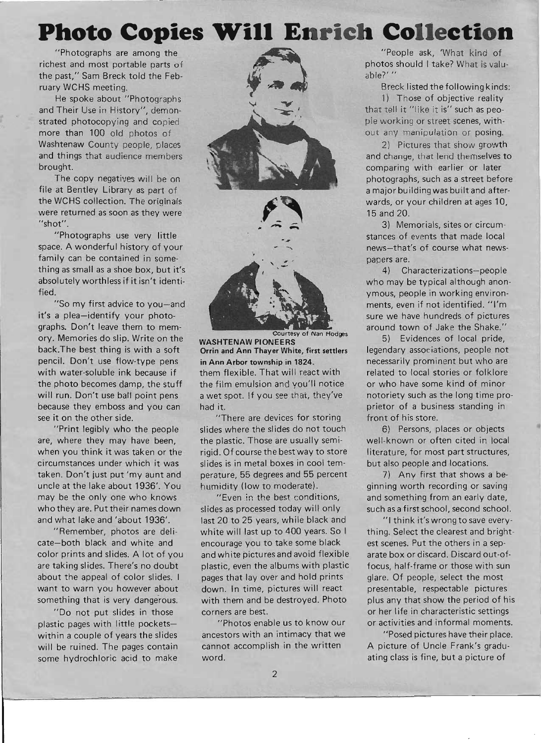# Photo Copies Will Enrich Collection

"Photographs are among the richest and most portable parts of the past," Sam Breck told the February WCHS meeting.

He spoke about "Photographs and Their Use in History", demonstrated photocopying and copied more than 100 old photos of Washtenaw County people, places and things that audience members brought.

The copy negatives will be on file at Bentley Library as part of the WCHS collection. The originals were returned as soon as they were "shot".

"Photographs use very little space. A wonderful history of your family can be contained in something as small as a shoe box, but it's absolutely worthless if it isn't identified.

"So my first advice to you—and it's a plea—identify your photographs. Don't leave them to memory. Memories do slip. Write on the back.The best thing is with a soft pencil. Don't use flow-type pens with water-soluble ink because if the photo becomes damp, the stuff will run. Don't use ball point pens because they emboss and you can see it on the other side.

"Print legibly who the people are, where they may have been, when you think it was taken or the circumstances under which it was taken. Don't just put 'my aunt and uncle at the lake about 1936'. You may be the only one who knows who they are. Put their names down and what lake and 'about 1936'.

"Remember, photos are delicate—both black and white and color prints and slides. A lot of you are taking slides. There's no doubt about the appeal of color slides. I want to warn you however about something that is very dangerous.

"Do not put slides in those plastic pages with little pockets—within a couple of years the slides will be ruined. The pages contain some hydrochloric acid to make them flexible. That will react with the film emulsion and you'll notice a wet spot. If you see that, they've had it.

"There are devices for storing slides where the slides do not touch the plastic. Those are usually semirigid. Of course the best way to store slides is in metal boxes in cool temperature, 55 degrees and 55 percent humidity (low to moderate).

"Even in the best conditions, slides as processed today will only last 20 to 25 years, while black and white will last up to 400 years. So I encourage you to take some black and white pictures and avoid flexible plastic, even the albums with plastic pages that lay over and hold prints down. In time, pictures will react with them and be destroyed. Photo corners are best.

"Photos enable us to know our ancestors with an intimacy that we cannot accomplish in the written word.

Courtesy of Nan Hodges

**WASHTENAW PIONEERS**
**Orrin and Ann Thayer White, first settlers in Ann Arbor township in 1824.**

"People ask, 'What kind of photos should I take? What is valuable?' "

Breck listed the following kinds:

1) Those of objective reality that tell it "like it is" such as people working or street scenes, without any manipulation or posing.

2) Pictures that show growth and change, that lend themselves to comparing with earlier or later photographs, such as a street before a major building was built and afterwards, or your children at ages 10, 15 and 20.

3) Memorials, sites or circumstances of events that made local news—that's of course what newspapers are.

4) Characterizations—people who may be typical although anonymous, people in working environments, even if not identified. "I'm sure we have hundreds of pictures around town of Jake the Shake."

5) Evidences of local pride, legendary associations, people not necessarily prominent but who are related to local stories or folklore or who have some kind of minor notoriety such as the long time proprietor of a business standing in front of his store.

6) Persons, places or objects well-known or often cited in local literature, for most part structures, but also people and locations.

7) Any first that shows a beginning worth recording or saving and something from an early date, such as a first school, second school.

"I think it's wrong to save everything. Select the clearest and brightest scenes. Put the others in a separate box or discard. Discard out-of-focus, half-frame or those with sun glare. Of people, select the most presentable, respectable pictures plus any that show the period of his or her life in characteristic settings or activities and informal moments.

"Posed pictures have their place. A picture of Uncle Frank's graduating class is fine, but a picture of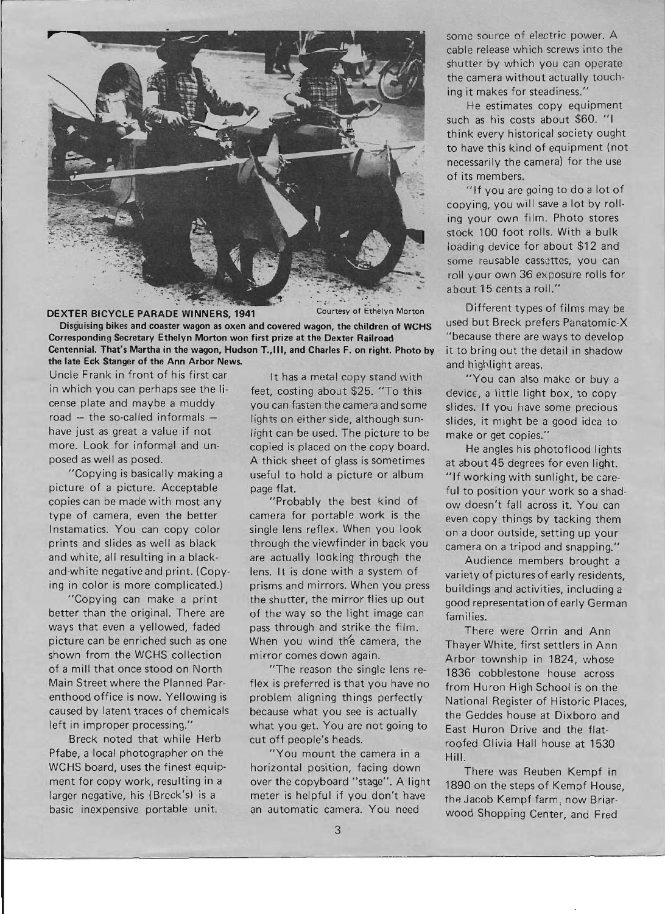**DEXTER BICYCLE PARADE WINNERS, 1941** Courtesy of Ethelyn Morton

**Disguising bikes and coaster wagon as oxen and covered wagon, the children of WCHS Corresponding Secretary Ethelyn Morton won first prize at the Dexter Railroad Centennial. That's Martha in the wagon, Hudson T., III, and Charles F. on right. Photo by the late Eck Stanger of the Ann Arbor News.**

Uncle Frank in front of his first car in which you can perhaps see the license plate and maybe a muddy road — the so-called informals — have just as great a value if not more. Look for informal and unposed as well as posed.

"Copying is basically making a picture of a picture. Acceptable copies can be made with most any type of camera, even the better Instamatics. You can copy color prints and slides as well as black and white, all resulting in a black-and-white negative and print. (Copying in color is more complicated.)

"Copying can make a print better than the original. There are ways that even a yellowed, faded picture can be enriched such as one shown from the WCHS collection of a mill that once stood on North Main Street where the Planned Parenthood office is now. Yellowing is caused by latent traces of chemicals left in improper processing."

Breck noted that while Herb Pfabe, a local photographer on the WCHS board, uses the finest equipment for copy work, resulting in a larger negative, his (Breck's) is a basic inexpensive portable unit.

It has a metal copy stand with feet, costing about $25. "To this you can fasten the camera and some lights on either side, although sunlight can be used. The picture to be copied is placed on the copy board. A thick sheet of glass is sometimes useful to hold a picture or album page flat.

"Probably the best kind of camera for portable work is the single lens reflex. When you look through the viewfinder in back you are actually looking through the lens. It is done with a system of prisms and mirrors. When you press the shutter, the mirror flies up out of the way so the light image can pass through and strike the film. When you wind the camera, the mirror comes down again.

"The reason the single lens reflex is preferred is that you have no problem aligning things perfectly because what you see is actually what you get. You are not going to cut off people's heads.

"You mount the camera in a horizontal position, facing down over the copyboard "stage". A light meter is helpful if you don't have an automatic camera. You need some source of electric power. A cable release which screws into the shutter by which you can operate the camera without actually touching it makes for steadiness."

He estimates copy equipment such as his costs about $60. "I think every historical society ought to have this kind of equipment (not necessarily the camera) for the use of its members.

"If you are going to do a lot of copying, you will save a lot by rolling your own film. Photo stores stock 100 foot rolls. With a bulk loading device for about $12 and some reusable cassettes, you can roll your own 36 exposure rolls for about 15 cents a roll."

Different types of films may be used but Breck prefers Panatomic-X "because there are ways to develop it to bring out the detail in shadow and highlight areas.

"You can also make or buy a device, a little light box, to copy slides. If you have some precious slides, it might be a good idea to make or get copies."

He angles his photoflood lights at about 45 degrees for even light. "If working with sunlight, be careful to position your work so a shadow doesn't fall across it. You can even copy things by tacking them on a door outside, setting up your camera on a tripod and snapping."

Audience members brought a variety of pictures of early residents, buildings and activities, including a good representation of early German families.

There were Orrin and Ann Thayer White, first settlers in Ann Arbor township in 1824, whose 1836 cobblestone house across from Huron High School is on the National Register of Historic Places, the Geddes house at Dixboro and East Huron Drive and the flat-roofed Olivia Hall house at 1530 Hill.

There was Reuben Kempf in 1890 on the steps of Kempf House, the Jacob Kempf farm, now Briarwood Shopping Center, and Fred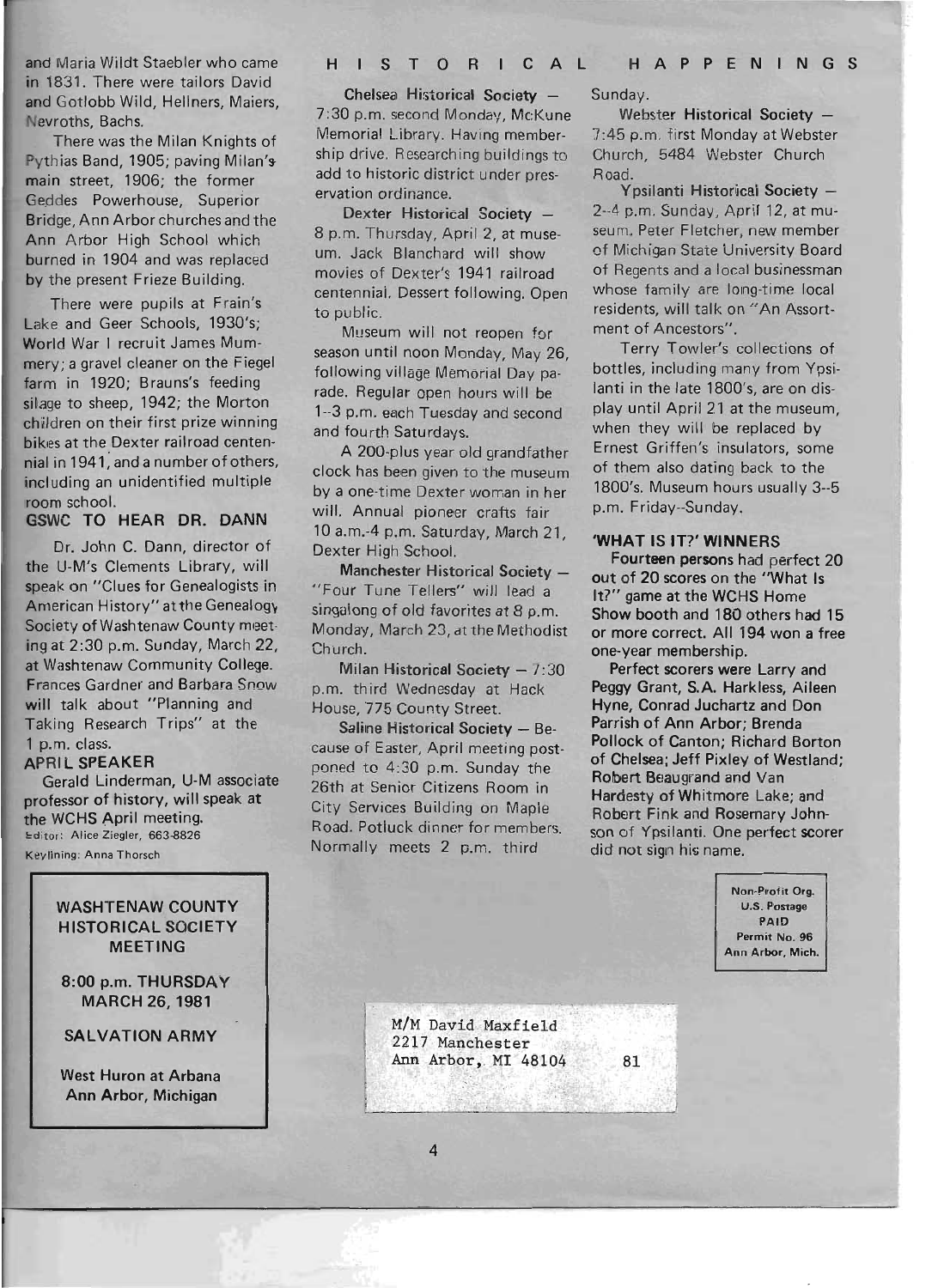and Maria Wildt Staebler who came in 1831. There were tailors David and Gotlobb Wild, Hellners, Maiers, Nevroths, Bachs.

There was the Milan Knights of Pythias Band, 1905; paving Milan's main street, 1906; the former Geddes Powerhouse, Superior Bridge, Ann Arbor churches and the Ann Arbor High School which burned in 1904 and was replaced by the present Frieze Building.

There were pupils at Frain's Lake and Geer Schools, 1930's; World War I recruit James Mummery; a gravel cleaner on the Fiegel farm in 1920; Brauns's feeding silage to sheep, 1942; the Morton children on their first prize winning bikes at the Dexter railroad centennial in 1941, and a number of others, including an unidentified multiple room school.

## GSWC TO HEAR DR. DANN

Dr. John C. Dann, director of the U-M's Clements Library, will speak on "Clues for Genealogists in American History" at the Genealogy Society of Washtenaw County meeting at 2:30 p.m. Sunday, March 22, at Washtenaw Community College. Frances Gardner and Barbara Snow will talk about "Planning and Taking Research Trips" at the 1 p.m. class.

## APRIL SPEAKER

Gerald Linderman, U-M associate professor of history, will speak at the WCHS April meeting.

Editor: Alice Ziegler, 663-8826
Keylining: Anna Thorsch

**WASHTENAW COUNTY HISTORICAL SOCIETY MEETING**

**8:00 p.m. THURSDAY MARCH 26, 1981**

**SALVATION ARMY**

**West Huron at Arbana**
**Ann Arbor, Michigan**

## HISTORICAL HAPPENINGS

**Chelsea Historical Society** – 7:30 p.m. second Monday, McKune Memorial Library. Having membership drive. Researching buildings to add to historic district under preservation ordinance.

**Dexter Historical Society** – 8 p.m. Thursday, April 2, at museum. Jack Blanchard will show movies of Dexter's 1941 railroad centennial. Dessert following. Open to public.

Museum will not reopen for season until noon Monday, May 26, following village Memorial Day parade. Regular open hours will be 1–3 p.m. each Tuesday and second and fourth Saturdays.

A 200-plus year old grandfather clock has been given to the museum by a one-time Dexter woman in her will. Annual pioneer crafts fair 10 a.m.-4 p.m. Saturday, March 21, Dexter High School.

**Manchester Historical Society** – "Four Tune Tellers" will lead a singalong of old favorites at 8 p.m. Monday, March 23, at the Methodist Church.

**Milan Historical Society** – 7:30 p.m. third Wednesday at Hack House, 775 County Street.

**Saline Historical Society** – Because of Easter, April meeting postponed to 4:30 p.m. Sunday the 26th at Senior Citizens Room in City Services Building on Maple Road. Potluck dinner for members. Normally meets 2 p.m. third Sunday.

**Webster Historical Society** – 7:45 p.m. first Monday at Webster Church, 5484 Webster Church Road.

**Ypsilanti Historical Society** – 2–4 p.m. Sunday, April 12, at museum. Peter Fletcher, new member of Michigan State University Board of Regents and a local businessman whose family are long-time local residents, will talk on "An Assortment of Ancestors".

Terry Towler's collections of bottles, including many from Ypsilanti in the late 1800's, are on display until April 21 at the museum, when they will be replaced by Ernest Griffen's insulators, some of them also dating back to the 1800's. Museum hours usually 3–5 p.m. Friday–Sunday.

## 'WHAT IS IT?' WINNERS

**Fourteen persons had perfect 20 out of 20 scores on the "What Is It?" game at the WCHS Home Show booth and 180 others had 15 or more correct. All 194 won a free one-year membership.**

**Perfect scorers were Larry and Peggy Grant, S.A. Harkless, Aileen Hyne, Conrad Juchartz and Don Parrish of Ann Arbor; Brenda Pollock of Canton; Richard Borton of Chelsea; Jeff Pixley of Westland; Robert Beaugrand and Van Hardesty of Whitmore Lake; and Robert Fink and Rosemary Johnson of Ypsilanti. One perfect scorer did not sign his name.**

Non-Profit Org.
U.S. Postage
PAID
Permit No. 96
Ann Arbor, Mich.

M/M David Maxfield
2217 Manchester
Ann Arbor, MI 48104 81